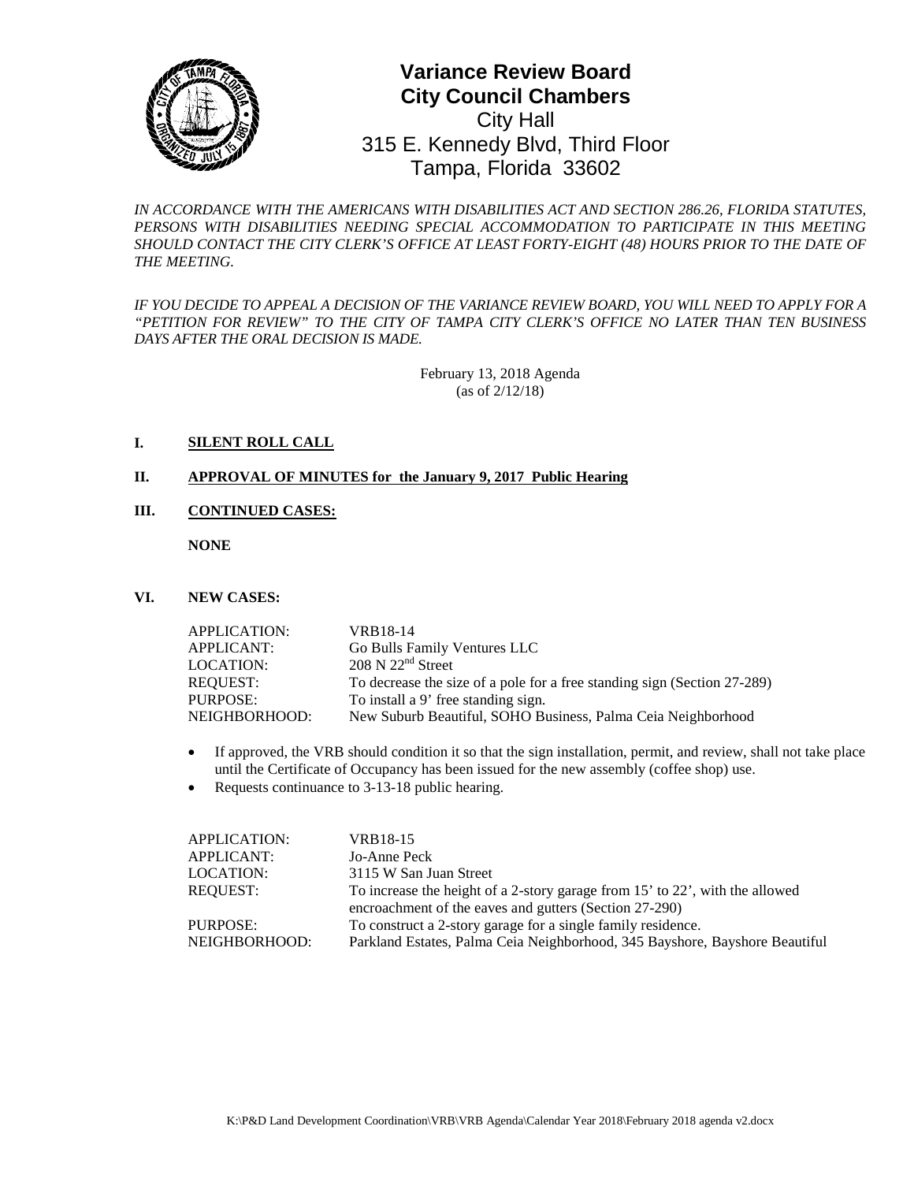# Variance Review Board

## City Council Chambers

City Hall
315 E. Kennedy Blvd, Third Floor
Tampa, Florida 33602

*IN ACCORDANCE WITH THE AMERICANS WITH DISABILITIES ACT AND SECTION 286.26, FLORIDA STATUTES, PERSONS WITH DISABILITIES NEEDING SPECIAL ACCOMMODATION TO PARTICIPATE IN THIS MEETING SHOULD CONTACT THE CITY CLERK'S OFFICE AT LEAST FORTY-EIGHT (48) HOURS PRIOR TO THE DATE OF THE MEETING.*

*IF YOU DECIDE TO APPEAL A DECISION OF THE VARIANCE REVIEW BOARD, YOU WILL NEED TO APPLY FOR A "PETITION FOR REVIEW" TO THE CITY OF TAMPA CITY CLERK'S OFFICE NO LATER THAN TEN BUSINESS DAYS AFTER THE ORAL DECISION IS MADE.*

February 13, 2018 Agenda
(as of 2/12/18)

**I. SILENT ROLL CALL**

**II. APPROVAL OF MINUTES for the January 9, 2017 Public Hearing**

**III. CONTINUED CASES:**

**NONE**

**VI. NEW CASES:**

| | |
|---|---|
| APPLICATION: | VRB18-14 |
| APPLICANT: | Go Bulls Family Ventures LLC |
| LOCATION: | 208 N 22nd Street |
| REQUEST: | To decrease the size of a pole for a free standing sign (Section 27-289) |
| PURPOSE: | To install a 9' free standing sign. |
| NEIGHBORHOOD: | New Suburb Beautiful, SOHO Business, Palma Ceia Neighborhood |

- If approved, the VRB should condition it so that the sign installation, permit, and review, shall not take place until the Certificate of Occupancy has been issued for the new assembly (coffee shop) use.
- Requests continuance to 3-13-18 public hearing.

| | |
|---|---|
| APPLICATION: | VRB18-15 |
| APPLICANT: | Jo-Anne Peck |
| LOCATION: | 3115 W San Juan Street |
| REQUEST: | To increase the height of a 2-story garage from 15' to 22', with the allowed encroachment of the eaves and gutters (Section 27-290) |
| PURPOSE: | To construct a 2-story garage for a single family residence. |
| NEIGHBORHOOD: | Parkland Estates, Palma Ceia Neighborhood, 345 Bayshore, Bayshore Beautiful |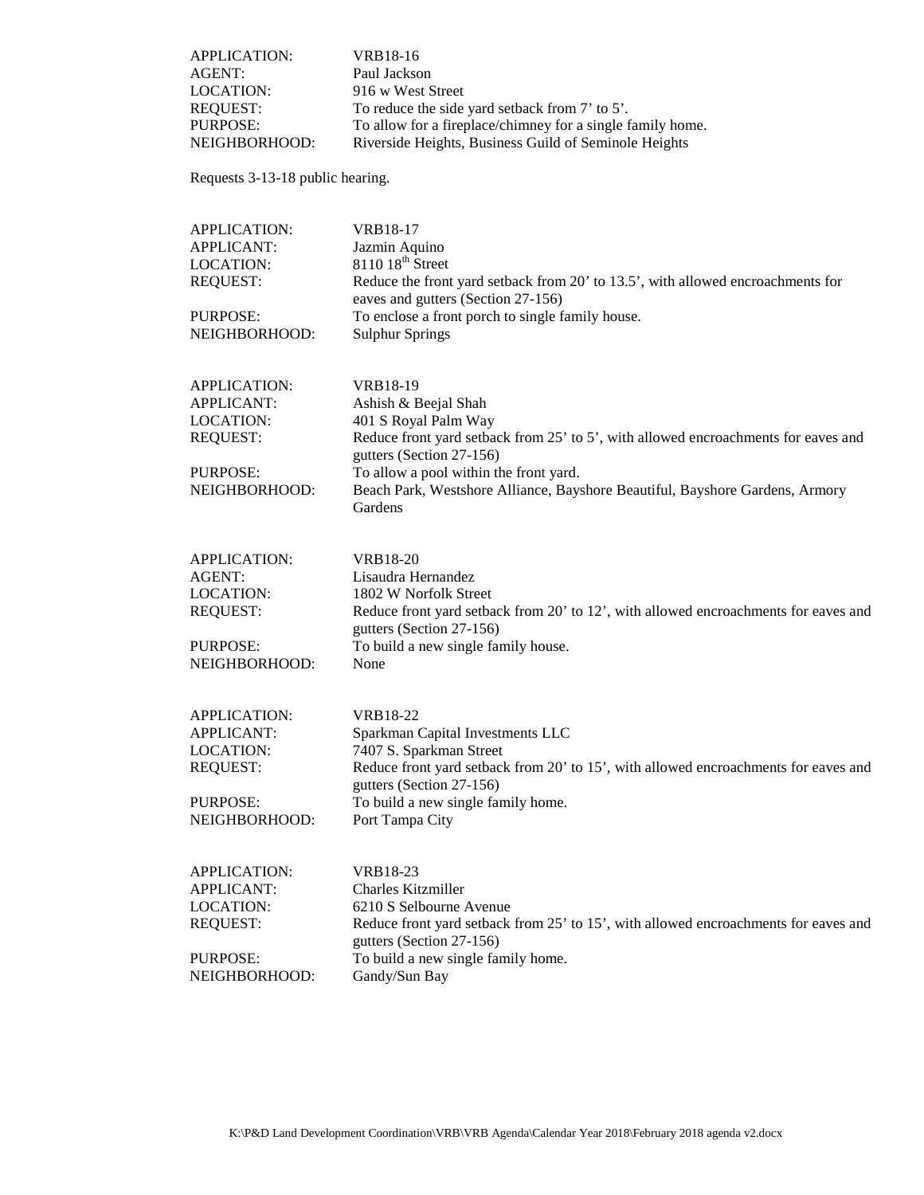| | |
|---|---|
| APPLICATION: | VRB18-16 |
| AGENT: | Paul Jackson |
| LOCATION: | 916 w West Street |
| REQUEST: | To reduce the side yard setback from 7' to 5'. |
| PURPOSE: | To allow for a fireplace/chimney for a single family home. |
| NEIGHBORHOOD: | Riverside Heights, Business Guild of Seminole Heights |

Requests 3-13-18 public hearing.

| | |
|---|---|
| APPLICATION: | VRB18-17 |
| APPLICANT: | Jazmin Aquino |
| LOCATION: | 8110 18th Street |
| REQUEST: | Reduce the front yard setback from 20' to 13.5', with allowed encroachments for eaves and gutters (Section 27-156) |
| PURPOSE: | To enclose a front porch to single family house. |
| NEIGHBORHOOD: | Sulphur Springs |

| | |
|---|---|
| APPLICATION: | VRB18-19 |
| APPLICANT: | Ashish & Beejal Shah |
| LOCATION: | 401 S Royal Palm Way |
| REQUEST: | Reduce front yard setback from 25' to 5', with allowed encroachments for eaves and gutters (Section 27-156) |
| PURPOSE: | To allow a pool within the front yard. |
| NEIGHBORHOOD: | Beach Park, Westshore Alliance, Bayshore Beautiful, Bayshore Gardens, Armory Gardens |

| | |
|---|---|
| APPLICATION: | VRB18-20 |
| AGENT: | Lisaudra Hernandez |
| LOCATION: | 1802 W Norfolk Street |
| REQUEST: | Reduce front yard setback from 20' to 12', with allowed encroachments for eaves and gutters (Section 27-156) |
| PURPOSE: | To build a new single family house. |
| NEIGHBORHOOD: | None |

| | |
|---|---|
| APPLICATION: | VRB18-22 |
| APPLICANT: | Sparkman Capital Investments LLC |
| LOCATION: | 7407 S. Sparkman Street |
| REQUEST: | Reduce front yard setback from 20' to 15', with allowed encroachments for eaves and gutters (Section 27-156) |
| PURPOSE: | To build a new single family home. |
| NEIGHBORHOOD: | Port Tampa City |

| | |
|---|---|
| APPLICATION: | VRB18-23 |
| APPLICANT: | Charles Kitzmiller |
| LOCATION: | 6210 S Selbourne Avenue |
| REQUEST: | Reduce front yard setback from 25' to 15', with allowed encroachments for eaves and gutters (Section 27-156) |
| PURPOSE: | To build a new single family home. |
| NEIGHBORHOOD: | Gandy/Sun Bay |

K:\P&D Land Development Coordination\VRB\VRB Agenda\Calendar Year 2018\February 2018 agenda v2.docx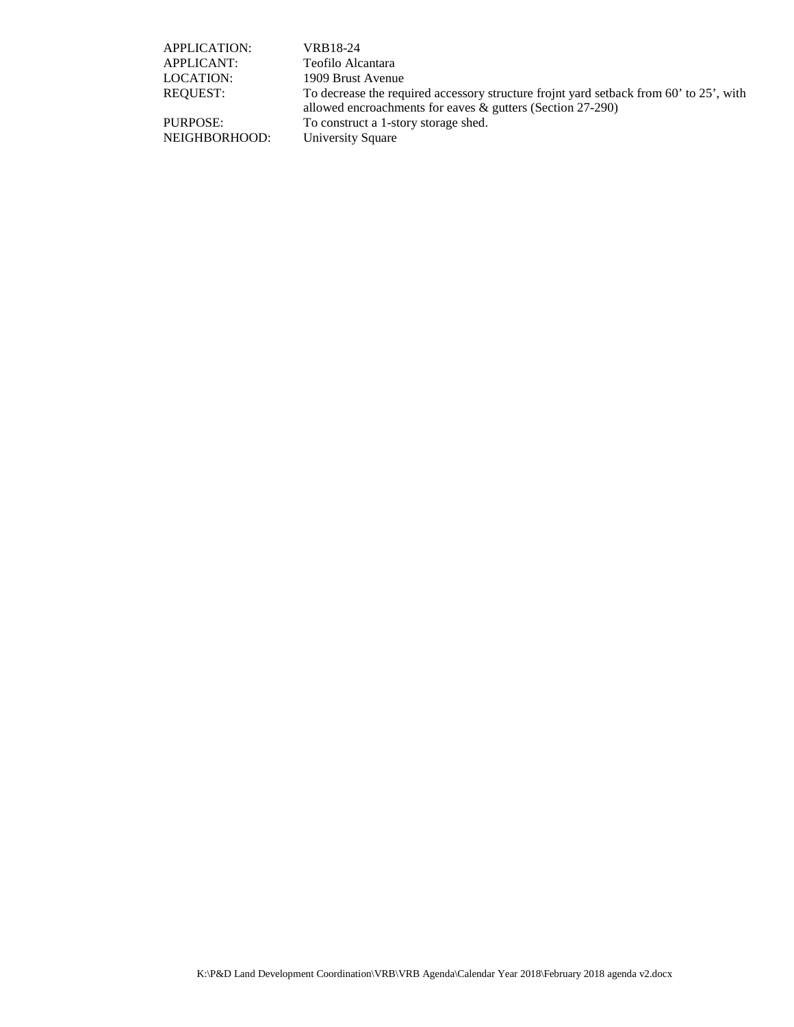| | |
|---|---|
| APPLICATION: | VRB18-24 |
| APPLICANT: | Teofilo Alcantara |
| LOCATION: | 1909 Brust Avenue |
| REQUEST: | To decrease the required accessory structure frojnt yard setback from 60' to 25', with allowed encroachments for eaves & gutters (Section 27-290) |
| PURPOSE: | To construct a 1-story storage shed. |
| NEIGHBORHOOD: | University Square |

K:\P&D Land Development Coordination\VRB\VRB Agenda\Calendar Year 2018\February 2018 agenda v2.docx